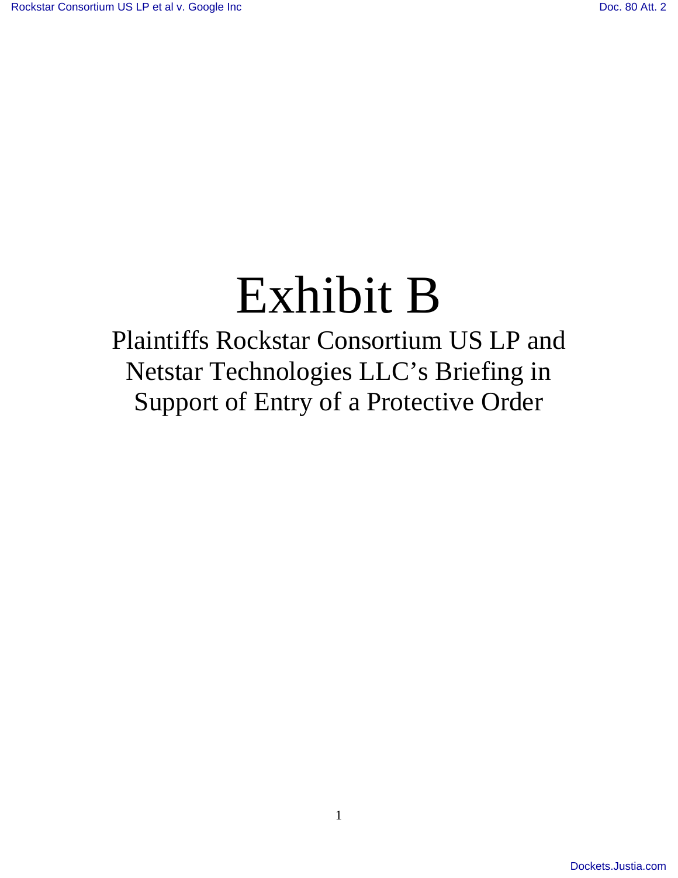# Exhibit B

Plaintiffs Rockstar Consortium US LP and Netstar Technologies LLC's Briefing in Support of Entry of a Protective Order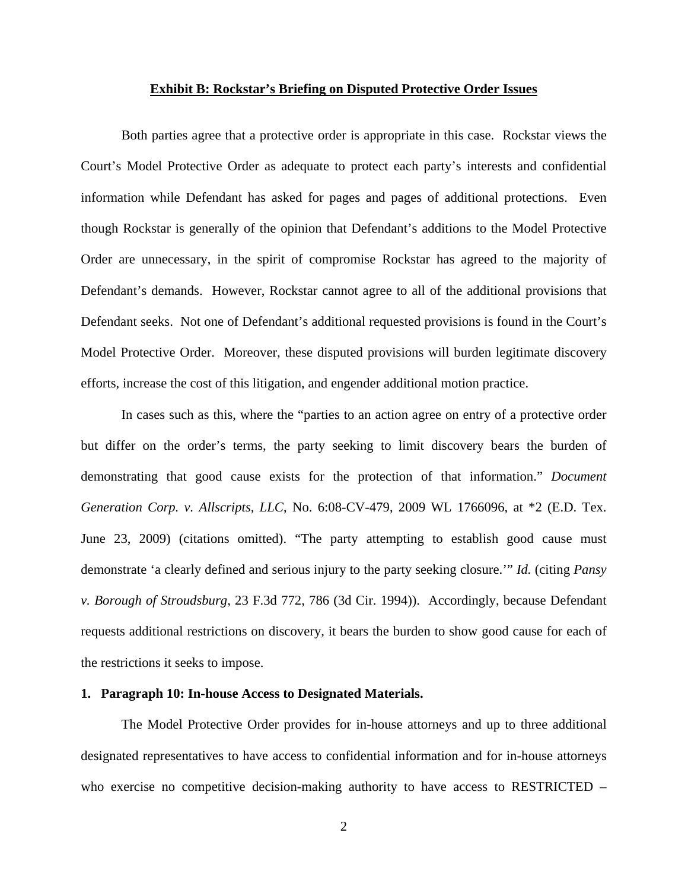**Exhibit B: Rockstar's Briefing on Disputed Protective Order Issues**

Both parties agree that a protective order is appropriate in this case. Rockstar views the Court's Model Protective Order as adequate to protect each party's interests and confidential information while Defendant has asked for pages and pages of additional protections. Even though Rockstar is generally of the opinion that Defendant's additions to the Model Protective Order are unnecessary, in the spirit of compromise Rockstar has agreed to the majority of Defendant's demands. However, Rockstar cannot agree to all of the additional provisions that Defendant seeks. Not one of Defendant's additional requested provisions is found in the Court's Model Protective Order. Moreover, these disputed provisions will burden legitimate discovery efforts, increase the cost of this litigation, and engender additional motion practice.

In cases such as this, where the "parties to an action agree on entry of a protective order but differ on the order's terms, the party seeking to limit discovery bears the burden of demonstrating that good cause exists for the protection of that information." *Document Generation Corp. v. Allscripts, LLC*, No. 6:08-CV-479, 2009 WL 1766096, at *2 (E.D. Tex. June 23, 2009) (citations omitted). "The party attempting to establish good cause must demonstrate 'a clearly defined and serious injury to the party seeking closure.'" *Id.* (citing *Pansy v. Borough of Stroudsburg*, 23 F.3d 772, 786 (3d Cir. 1994)). Accordingly, because Defendant requests additional restrictions on discovery, it bears the burden to show good cause for each of the restrictions it seeks to impose.

**1. Paragraph 10: In-house Access to Designated Materials.**

The Model Protective Order provides for in-house attorneys and up to three additional designated representatives to have access to confidential information and for in-house attorneys who exercise no competitive decision-making authority to have access to RESTRICTED –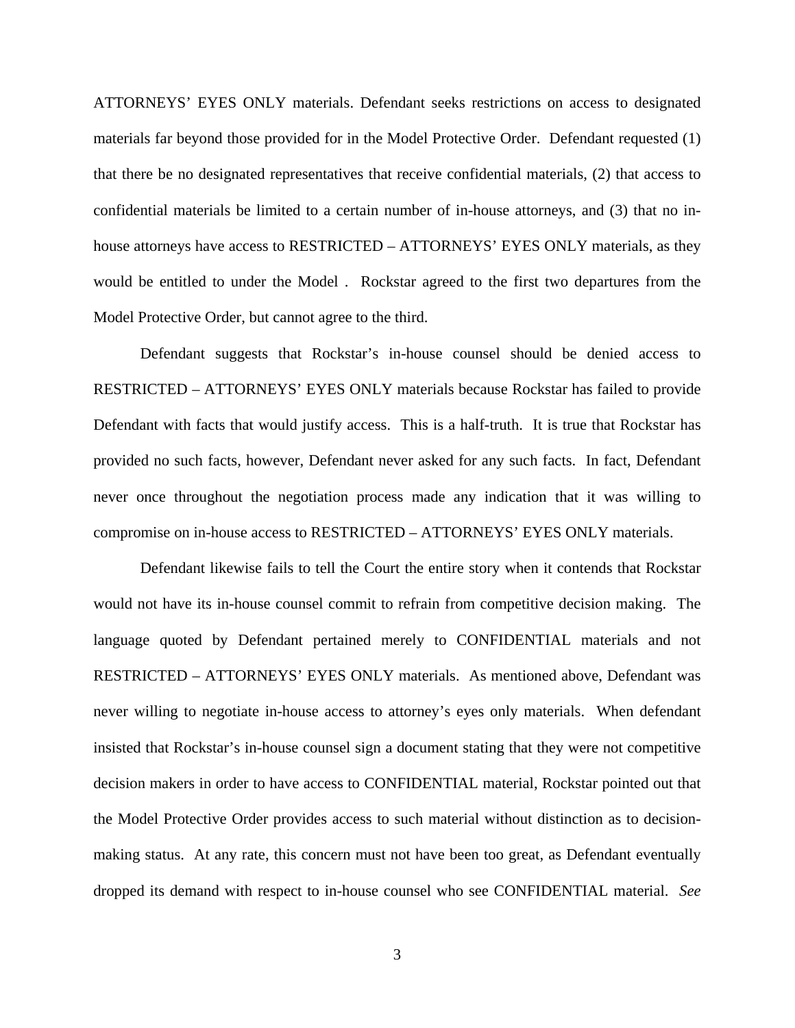ATTORNEYS' EYES ONLY materials. Defendant seeks restrictions on access to designated materials far beyond those provided for in the Model Protective Order. Defendant requested (1) that there be no designated representatives that receive confidential materials, (2) that access to confidential materials be limited to a certain number of in-house attorneys, and (3) that no in-house attorneys have access to RESTRICTED – ATTORNEYS' EYES ONLY materials, as they would be entitled to under the Model . Rockstar agreed to the first two departures from the Model Protective Order, but cannot agree to the third.

Defendant suggests that Rockstar's in-house counsel should be denied access to RESTRICTED – ATTORNEYS' EYES ONLY materials because Rockstar has failed to provide Defendant with facts that would justify access. This is a half-truth. It is true that Rockstar has provided no such facts, however, Defendant never asked for any such facts. In fact, Defendant never once throughout the negotiation process made any indication that it was willing to compromise on in-house access to RESTRICTED – ATTORNEYS' EYES ONLY materials.

Defendant likewise fails to tell the Court the entire story when it contends that Rockstar would not have its in-house counsel commit to refrain from competitive decision making. The language quoted by Defendant pertained merely to CONFIDENTIAL materials and not RESTRICTED – ATTORNEYS' EYES ONLY materials. As mentioned above, Defendant was never willing to negotiate in-house access to attorney's eyes only materials. When defendant insisted that Rockstar's in-house counsel sign a document stating that they were not competitive decision makers in order to have access to CONFIDENTIAL material, Rockstar pointed out that the Model Protective Order provides access to such material without distinction as to decision-making status. At any rate, this concern must not have been too great, as Defendant eventually dropped its demand with respect to in-house counsel who see CONFIDENTIAL material. *See*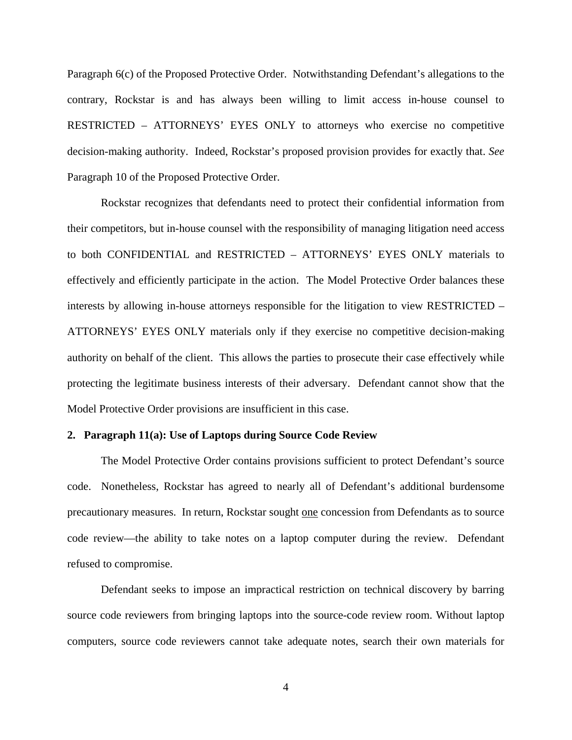Paragraph 6(c) of the Proposed Protective Order. Notwithstanding Defendant's allegations to the contrary, Rockstar is and has always been willing to limit access in-house counsel to RESTRICTED – ATTORNEYS' EYES ONLY to attorneys who exercise no competitive decision-making authority. Indeed, Rockstar's proposed provision provides for exactly that. *See* Paragraph 10 of the Proposed Protective Order.

Rockstar recognizes that defendants need to protect their confidential information from their competitors, but in-house counsel with the responsibility of managing litigation need access to both CONFIDENTIAL and RESTRICTED – ATTORNEYS' EYES ONLY materials to effectively and efficiently participate in the action. The Model Protective Order balances these interests by allowing in-house attorneys responsible for the litigation to view RESTRICTED – ATTORNEYS' EYES ONLY materials only if they exercise no competitive decision-making authority on behalf of the client. This allows the parties to prosecute their case effectively while protecting the legitimate business interests of their adversary. Defendant cannot show that the Model Protective Order provisions are insufficient in this case.

**2. Paragraph 11(a): Use of Laptops during Source Code Review**

The Model Protective Order contains provisions sufficient to protect Defendant's source code. Nonetheless, Rockstar has agreed to nearly all of Defendant's additional burdensome precautionary measures. In return, Rockstar sought one concession from Defendants as to source code review—the ability to take notes on a laptop computer during the review. Defendant refused to compromise.

Defendant seeks to impose an impractical restriction on technical discovery by barring source code reviewers from bringing laptops into the source-code review room. Without laptop computers, source code reviewers cannot take adequate notes, search their own materials for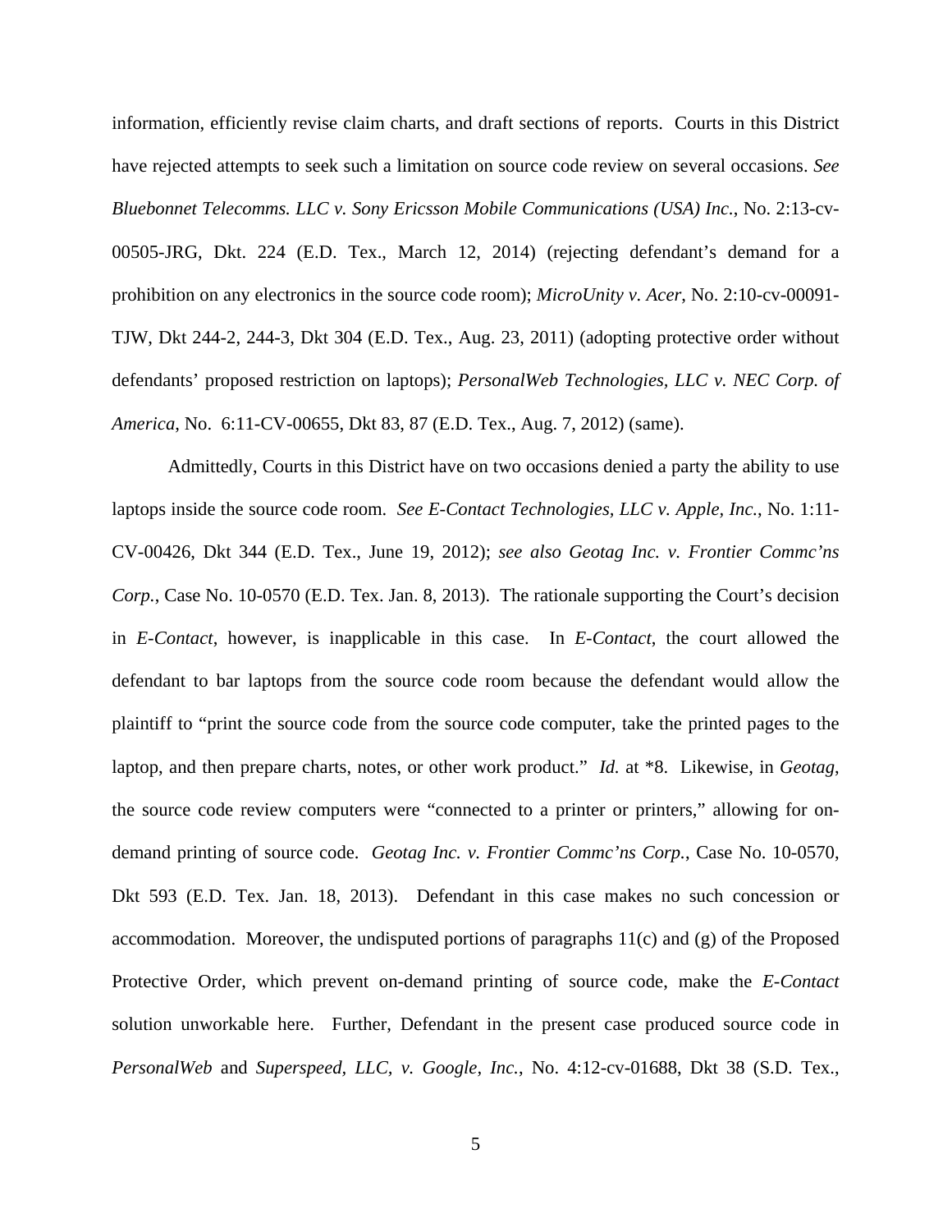information, efficiently revise claim charts, and draft sections of reports. Courts in this District have rejected attempts to seek such a limitation on source code review on several occasions. *See Bluebonnet Telecomms. LLC v. Sony Ericsson Mobile Communications (USA) Inc.*, No. 2:13-cv-00505-JRG, Dkt. 224 (E.D. Tex., March 12, 2014) (rejecting defendant's demand for a prohibition on any electronics in the source code room); *MicroUnity v. Acer*, No. 2:10-cv-00091-TJW, Dkt 244-2, 244-3, Dkt 304 (E.D. Tex., Aug. 23, 2011) (adopting protective order without defendants' proposed restriction on laptops); *PersonalWeb Technologies, LLC v. NEC Corp. of America*, No. 6:11-CV-00655, Dkt 83, 87 (E.D. Tex., Aug. 7, 2012) (same).

Admittedly, Courts in this District have on two occasions denied a party the ability to use laptops inside the source code room. *See E-Contact Technologies, LLC v. Apple, Inc.*, No. 1:11-CV-00426, Dkt 344 (E.D. Tex., June 19, 2012); *see also Geotag Inc. v. Frontier Commc'ns Corp.*, Case No. 10-0570 (E.D. Tex. Jan. 8, 2013). The rationale supporting the Court's decision in *E-Contact*, however, is inapplicable in this case. In *E-Contact*, the court allowed the defendant to bar laptops from the source code room because the defendant would allow the plaintiff to "print the source code from the source code computer, take the printed pages to the laptop, and then prepare charts, notes, or other work product." *Id.* at *8. Likewise, in *Geotag*, the source code review computers were "connected to a printer or printers," allowing for on-demand printing of source code. *Geotag Inc. v. Frontier Commc'ns Corp.*, Case No. 10-0570, Dkt 593 (E.D. Tex. Jan. 18, 2013). Defendant in this case makes no such concession or accommodation. Moreover, the undisputed portions of paragraphs 11(c) and (g) of the Proposed Protective Order, which prevent on-demand printing of source code, make the *E-Contact* solution unworkable here. Further, Defendant in the present case produced source code in *PersonalWeb* and *Superspeed, LLC, v. Google, Inc.*, No. 4:12-cv-01688, Dkt 38 (S.D. Tex.,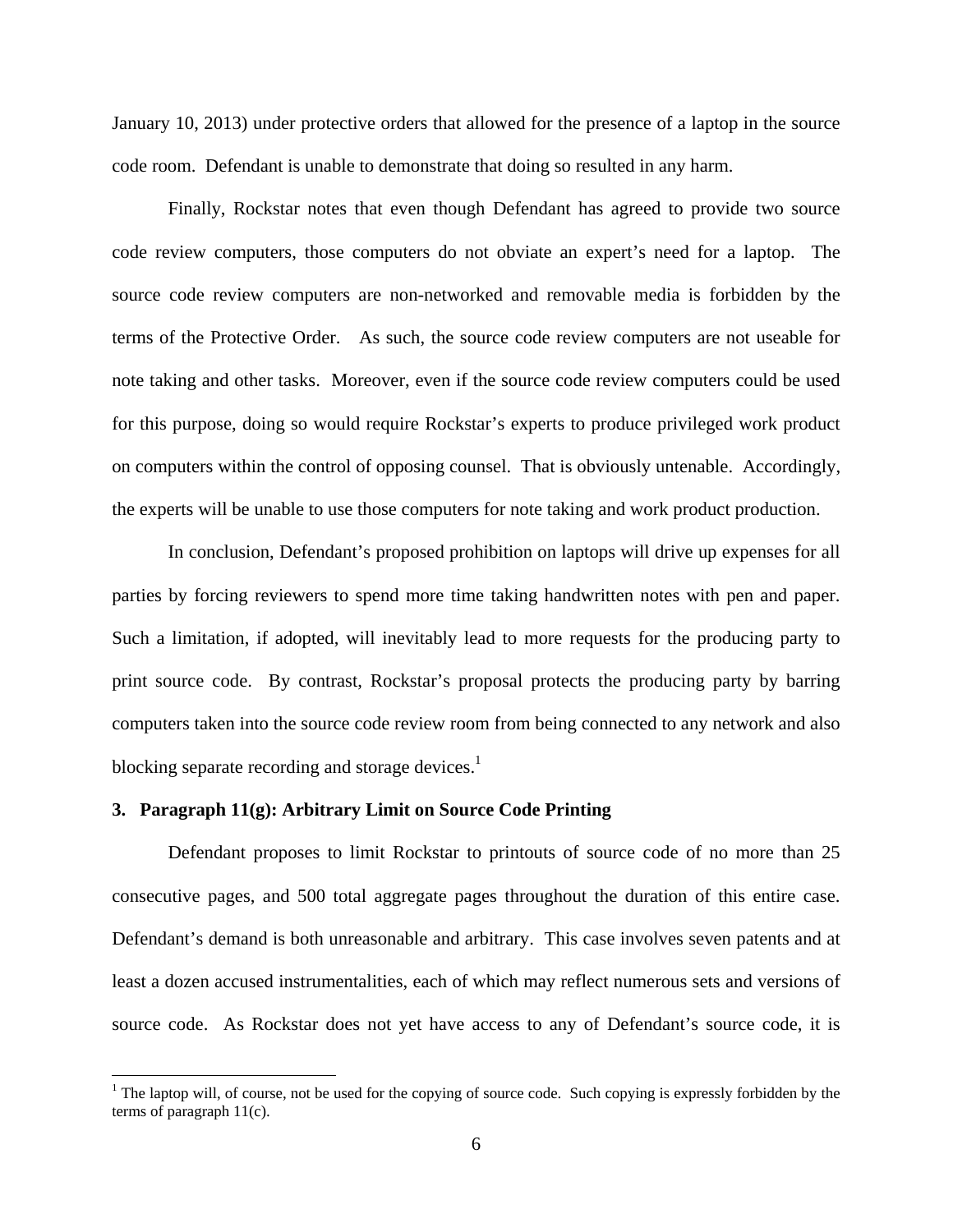January 10, 2013) under protective orders that allowed for the presence of a laptop in the source code room. Defendant is unable to demonstrate that doing so resulted in any harm.

Finally, Rockstar notes that even though Defendant has agreed to provide two source code review computers, those computers do not obviate an expert's need for a laptop. The source code review computers are non-networked and removable media is forbidden by the terms of the Protective Order. As such, the source code review computers are not useable for note taking and other tasks. Moreover, even if the source code review computers could be used for this purpose, doing so would require Rockstar's experts to produce privileged work product on computers within the control of opposing counsel. That is obviously untenable. Accordingly, the experts will be unable to use those computers for note taking and work product production.

In conclusion, Defendant's proposed prohibition on laptops will drive up expenses for all parties by forcing reviewers to spend more time taking handwritten notes with pen and paper. Such a limitation, if adopted, will inevitably lead to more requests for the producing party to print source code. By contrast, Rockstar's proposal protects the producing party by barring computers taken into the source code review room from being connected to any network and also blocking separate recording and storage devices.[1]

**3. Paragraph 11(g): Arbitrary Limit on Source Code Printing**

Defendant proposes to limit Rockstar to printouts of source code of no more than 25 consecutive pages, and 500 total aggregate pages throughout the duration of this entire case. Defendant's demand is both unreasonable and arbitrary. This case involves seven patents and at least a dozen accused instrumentalities, each of which may reflect numerous sets and versions of source code. As Rockstar does not yet have access to any of Defendant's source code, it is

---

[1] The laptop will, of course, not be used for the copying of source code. Such copying is expressly forbidden by the terms of paragraph 11(c).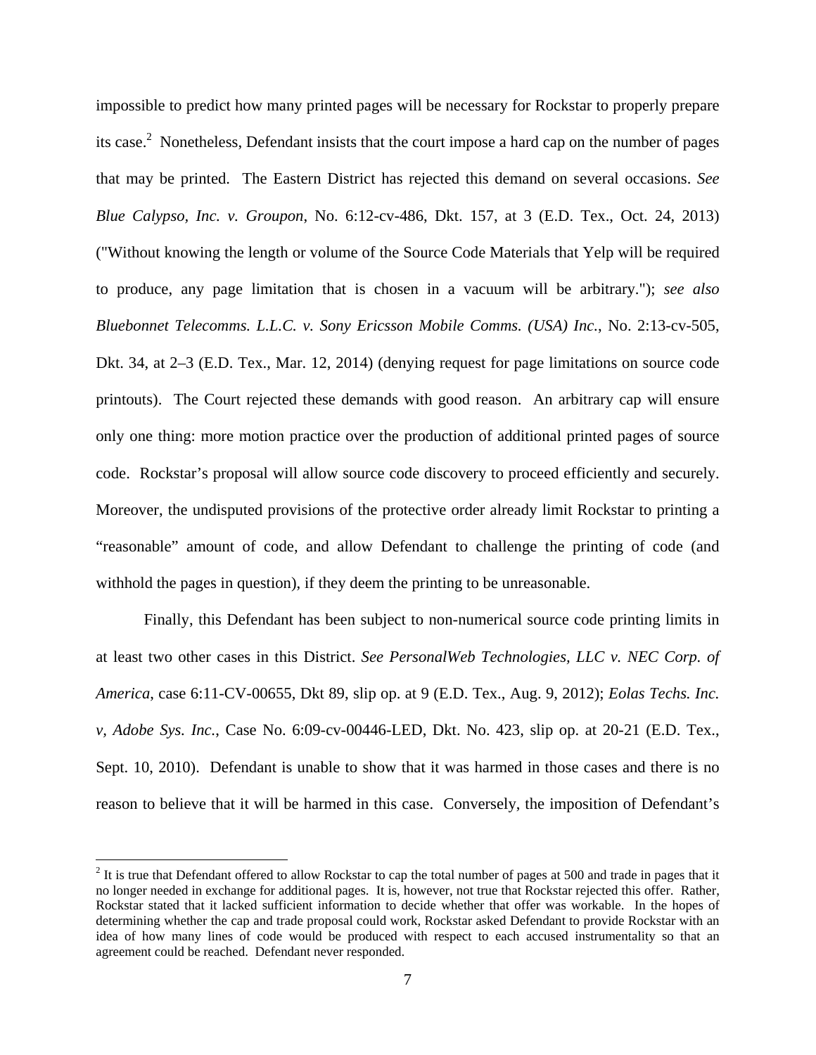impossible to predict how many printed pages will be necessary for Rockstar to properly prepare its case.[2] Nonetheless, Defendant insists that the court impose a hard cap on the number of pages that may be printed. The Eastern District has rejected this demand on several occasions. *See Blue Calypso, Inc. v. Groupon*, No. 6:12-cv-486, Dkt. 157, at 3 (E.D. Tex., Oct. 24, 2013) ("Without knowing the length or volume of the Source Code Materials that Yelp will be required to produce, any page limitation that is chosen in a vacuum will be arbitrary."); *see also Bluebonnet Telecomms. L.L.C. v. Sony Ericsson Mobile Comms. (USA) Inc.*, No. 2:13-cv-505, Dkt. 34, at 2–3 (E.D. Tex., Mar. 12, 2014) (denying request for page limitations on source code printouts). The Court rejected these demands with good reason. An arbitrary cap will ensure only one thing: more motion practice over the production of additional printed pages of source code. Rockstar's proposal will allow source code discovery to proceed efficiently and securely. Moreover, the undisputed provisions of the protective order already limit Rockstar to printing a "reasonable" amount of code, and allow Defendant to challenge the printing of code (and withhold the pages in question), if they deem the printing to be unreasonable.

Finally, this Defendant has been subject to non-numerical source code printing limits in at least two other cases in this District. *See PersonalWeb Technologies, LLC v. NEC Corp. of America*, case 6:11-CV-00655, Dkt 89, slip op. at 9 (E.D. Tex., Aug. 9, 2012); *Eolas Techs. Inc. v, Adobe Sys. Inc.*, Case No. 6:09-cv-00446-LED, Dkt. No. 423, slip op. at 20-21 (E.D. Tex., Sept. 10, 2010). Defendant is unable to show that it was harmed in those cases and there is no reason to believe that it will be harmed in this case. Conversely, the imposition of Defendant's

---

[2] It is true that Defendant offered to allow Rockstar to cap the total number of pages at 500 and trade in pages that it no longer needed in exchange for additional pages. It is, however, not true that Rockstar rejected this offer. Rather, Rockstar stated that it lacked sufficient information to decide whether that offer was workable. In the hopes of determining whether the cap and trade proposal could work, Rockstar asked Defendant to provide Rockstar with an idea of how many lines of code would be produced with respect to each accused instrumentality so that an agreement could be reached. Defendant never responded.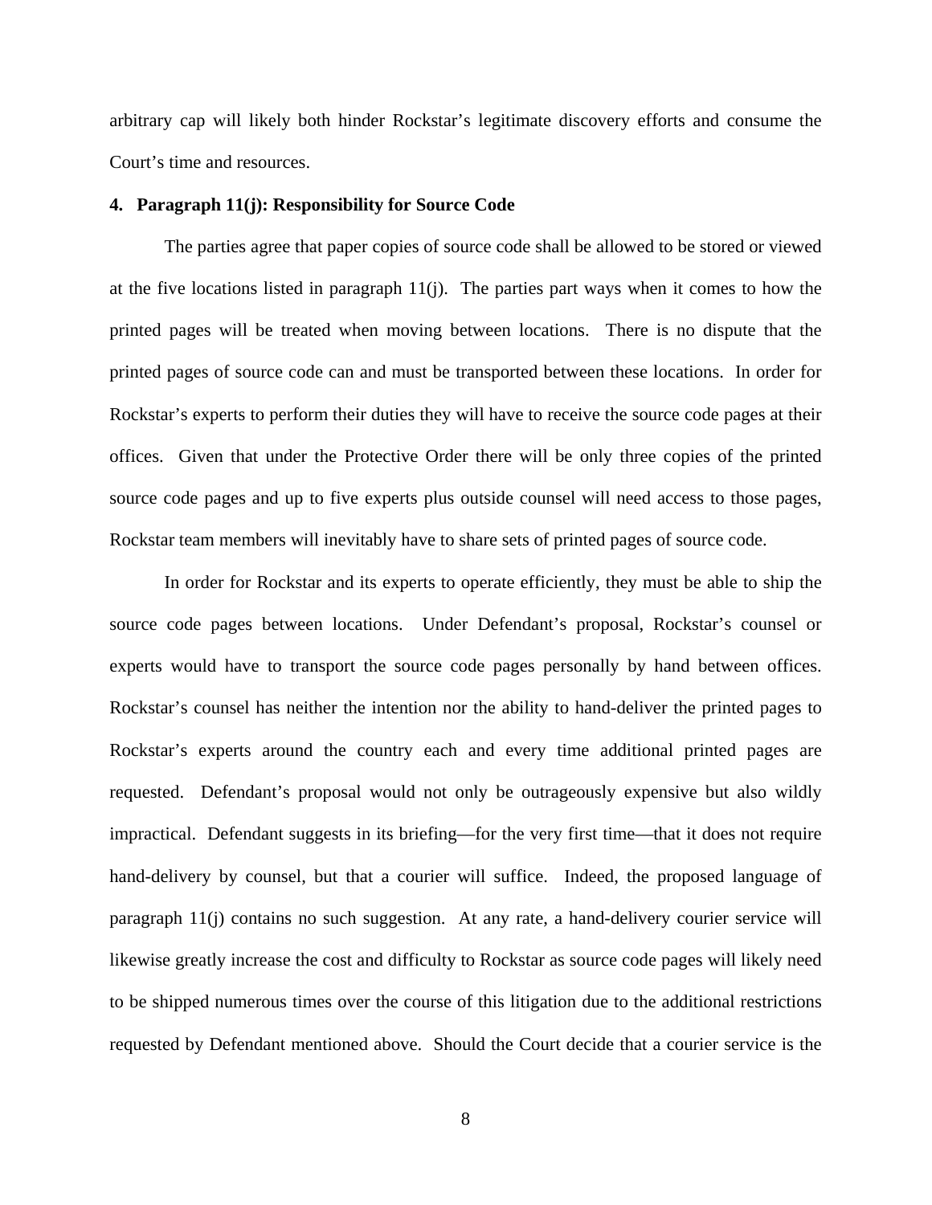arbitrary cap will likely both hinder Rockstar's legitimate discovery efforts and consume the Court's time and resources.

**4. Paragraph 11(j): Responsibility for Source Code**

The parties agree that paper copies of source code shall be allowed to be stored or viewed at the five locations listed in paragraph 11(j). The parties part ways when it comes to how the printed pages will be treated when moving between locations. There is no dispute that the printed pages of source code can and must be transported between these locations. In order for Rockstar's experts to perform their duties they will have to receive the source code pages at their offices. Given that under the Protective Order there will be only three copies of the printed source code pages and up to five experts plus outside counsel will need access to those pages, Rockstar team members will inevitably have to share sets of printed pages of source code.

In order for Rockstar and its experts to operate efficiently, they must be able to ship the source code pages between locations. Under Defendant's proposal, Rockstar's counsel or experts would have to transport the source code pages personally by hand between offices. Rockstar's counsel has neither the intention nor the ability to hand-deliver the printed pages to Rockstar's experts around the country each and every time additional printed pages are requested. Defendant's proposal would not only be outrageously expensive but also wildly impractical. Defendant suggests in its briefing—for the very first time—that it does not require hand-delivery by counsel, but that a courier will suffice. Indeed, the proposed language of paragraph 11(j) contains no such suggestion. At any rate, a hand-delivery courier service will likewise greatly increase the cost and difficulty to Rockstar as source code pages will likely need to be shipped numerous times over the course of this litigation due to the additional restrictions requested by Defendant mentioned above. Should the Court decide that a courier service is the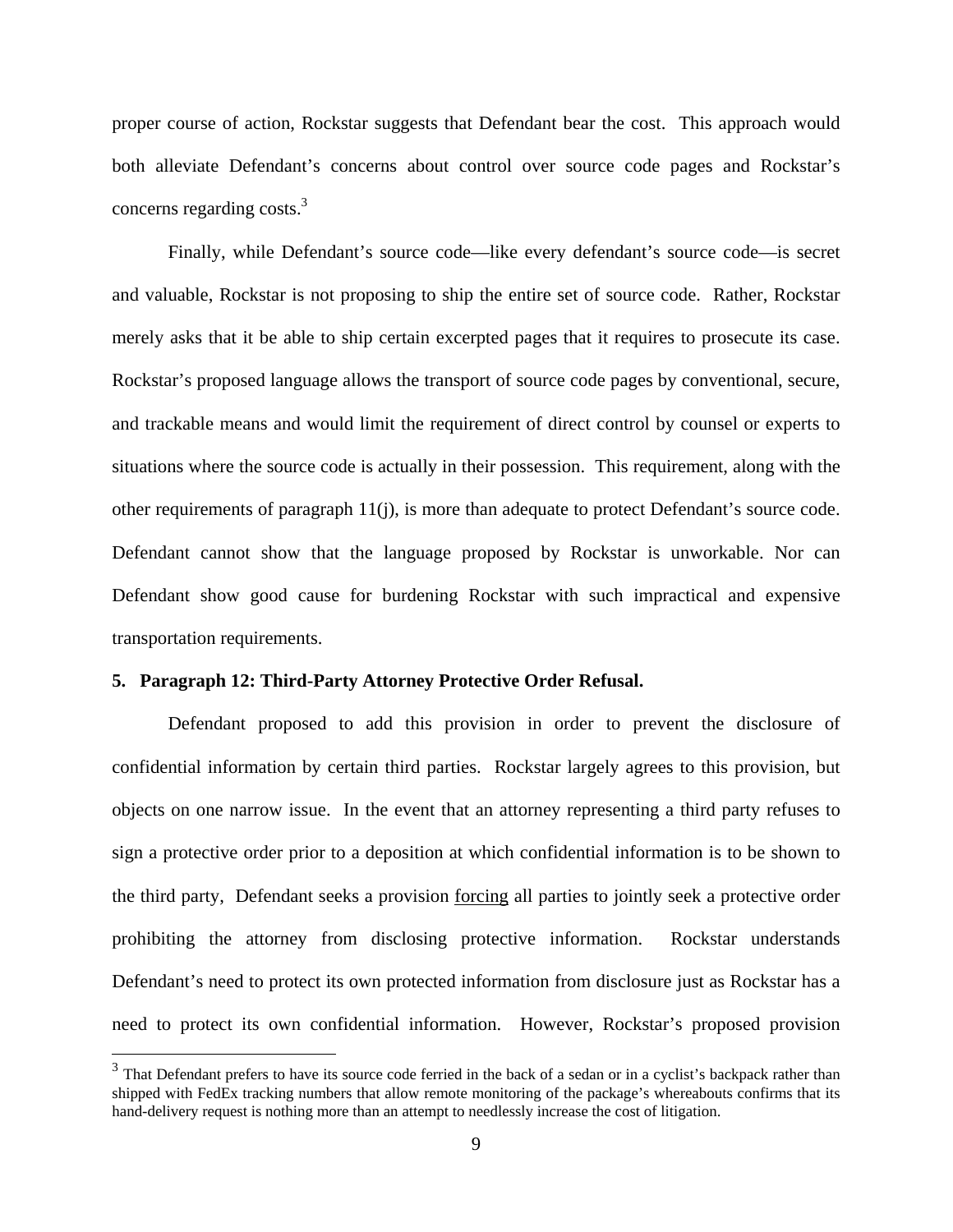proper course of action, Rockstar suggests that Defendant bear the cost. This approach would both alleviate Defendant's concerns about control over source code pages and Rockstar's concerns regarding costs.[3]

Finally, while Defendant's source code—like every defendant's source code—is secret and valuable, Rockstar is not proposing to ship the entire set of source code. Rather, Rockstar merely asks that it be able to ship certain excerpted pages that it requires to prosecute its case. Rockstar's proposed language allows the transport of source code pages by conventional, secure, and trackable means and would limit the requirement of direct control by counsel or experts to situations where the source code is actually in their possession. This requirement, along with the other requirements of paragraph 11(j), is more than adequate to protect Defendant's source code. Defendant cannot show that the language proposed by Rockstar is unworkable. Nor can Defendant show good cause for burdening Rockstar with such impractical and expensive transportation requirements.

**5. Paragraph 12: Third-Party Attorney Protective Order Refusal.**

Defendant proposed to add this provision in order to prevent the disclosure of confidential information by certain third parties. Rockstar largely agrees to this provision, but objects on one narrow issue. In the event that an attorney representing a third party refuses to sign a protective order prior to a deposition at which confidential information is to be shown to the third party, Defendant seeks a provision <u>forcing</u> all parties to jointly seek a protective order prohibiting the attorney from disclosing protective information. Rockstar understands Defendant's need to protect its own protected information from disclosure just as Rockstar has a need to protect its own confidential information. However, Rockstar's proposed provision

[3] That Defendant prefers to have its source code ferried in the back of a sedan or in a cyclist's backpack rather than shipped with FedEx tracking numbers that allow remote monitoring of the package's whereabouts confirms that its hand-delivery request is nothing more than an attempt to needlessly increase the cost of litigation.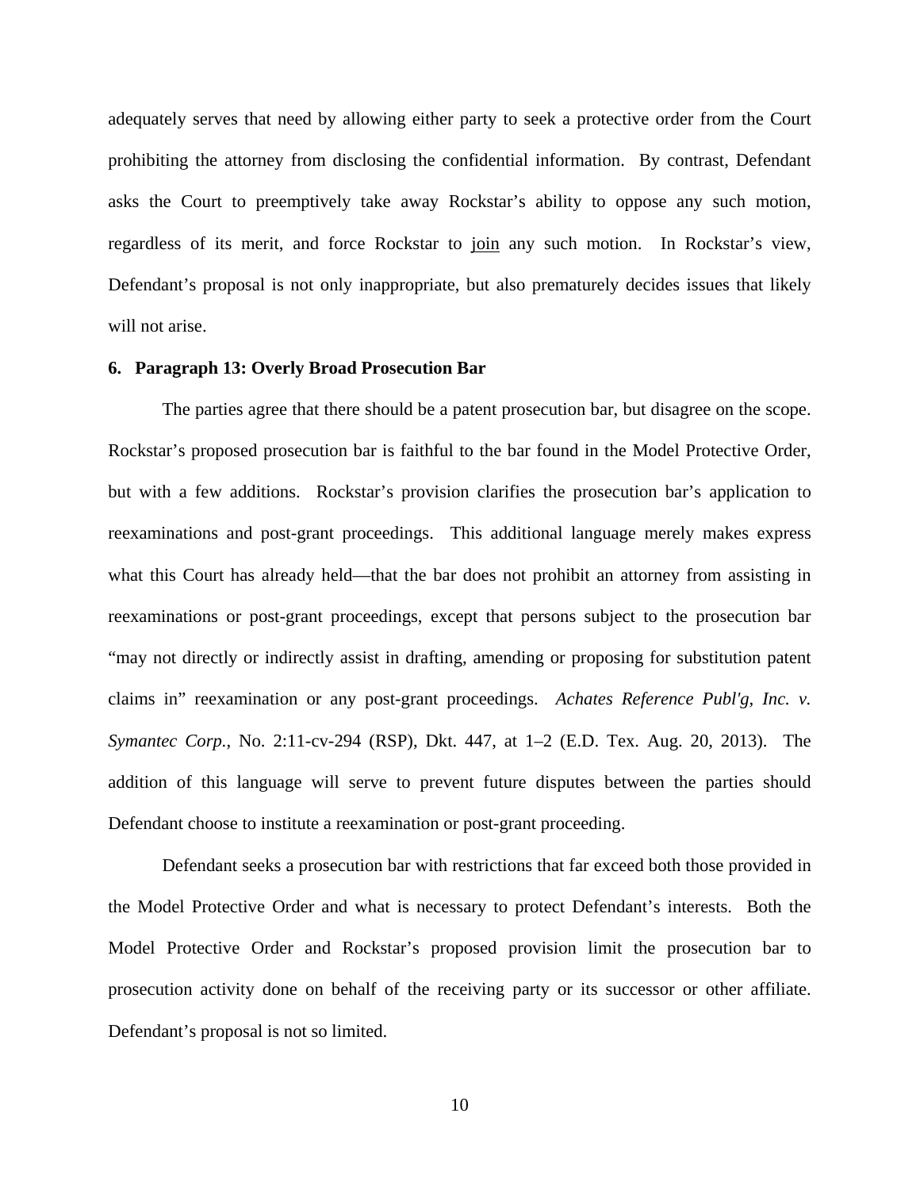adequately serves that need by allowing either party to seek a protective order from the Court prohibiting the attorney from disclosing the confidential information. By contrast, Defendant asks the Court to preemptively take away Rockstar's ability to oppose any such motion, regardless of its merit, and force Rockstar to join any such motion. In Rockstar's view, Defendant's proposal is not only inappropriate, but also prematurely decides issues that likely will not arise.

**6. Paragraph 13: Overly Broad Prosecution Bar**

The parties agree that there should be a patent prosecution bar, but disagree on the scope. Rockstar's proposed prosecution bar is faithful to the bar found in the Model Protective Order, but with a few additions. Rockstar's provision clarifies the prosecution bar's application to reexaminations and post-grant proceedings. This additional language merely makes express what this Court has already held—that the bar does not prohibit an attorney from assisting in reexaminations or post-grant proceedings, except that persons subject to the prosecution bar "may not directly or indirectly assist in drafting, amending or proposing for substitution patent claims in" reexamination or any post-grant proceedings. *Achates Reference Publ'g, Inc. v. Symantec Corp.*, No. 2:11-cv-294 (RSP), Dkt. 447, at 1–2 (E.D. Tex. Aug. 20, 2013). The addition of this language will serve to prevent future disputes between the parties should Defendant choose to institute a reexamination or post-grant proceeding.

Defendant seeks a prosecution bar with restrictions that far exceed both those provided in the Model Protective Order and what is necessary to protect Defendant's interests. Both the Model Protective Order and Rockstar's proposed provision limit the prosecution bar to prosecution activity done on behalf of the receiving party or its successor or other affiliate. Defendant's proposal is not so limited.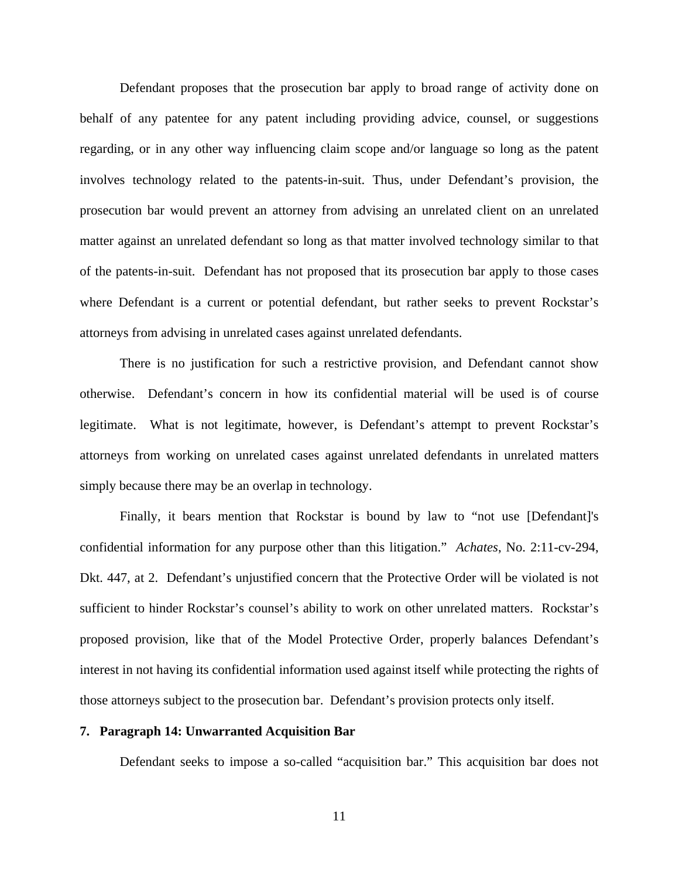Defendant proposes that the prosecution bar apply to broad range of activity done on behalf of any patentee for any patent including providing advice, counsel, or suggestions regarding, or in any other way influencing claim scope and/or language so long as the patent involves technology related to the patents-in-suit. Thus, under Defendant's provision, the prosecution bar would prevent an attorney from advising an unrelated client on an unrelated matter against an unrelated defendant so long as that matter involved technology similar to that of the patents-in-suit. Defendant has not proposed that its prosecution bar apply to those cases where Defendant is a current or potential defendant, but rather seeks to prevent Rockstar's attorneys from advising in unrelated cases against unrelated defendants.

There is no justification for such a restrictive provision, and Defendant cannot show otherwise. Defendant's concern in how its confidential material will be used is of course legitimate. What is not legitimate, however, is Defendant's attempt to prevent Rockstar's attorneys from working on unrelated cases against unrelated defendants in unrelated matters simply because there may be an overlap in technology.

Finally, it bears mention that Rockstar is bound by law to "not use [Defendant]'s confidential information for any purpose other than this litigation." *Achates*, No. 2:11-cv-294, Dkt. 447, at 2. Defendant's unjustified concern that the Protective Order will be violated is not sufficient to hinder Rockstar's counsel's ability to work on other unrelated matters. Rockstar's proposed provision, like that of the Model Protective Order, properly balances Defendant's interest in not having its confidential information used against itself while protecting the rights of those attorneys subject to the prosecution bar. Defendant's provision protects only itself.

**7. Paragraph 14: Unwarranted Acquisition Bar**

Defendant seeks to impose a so-called "acquisition bar." This acquisition bar does not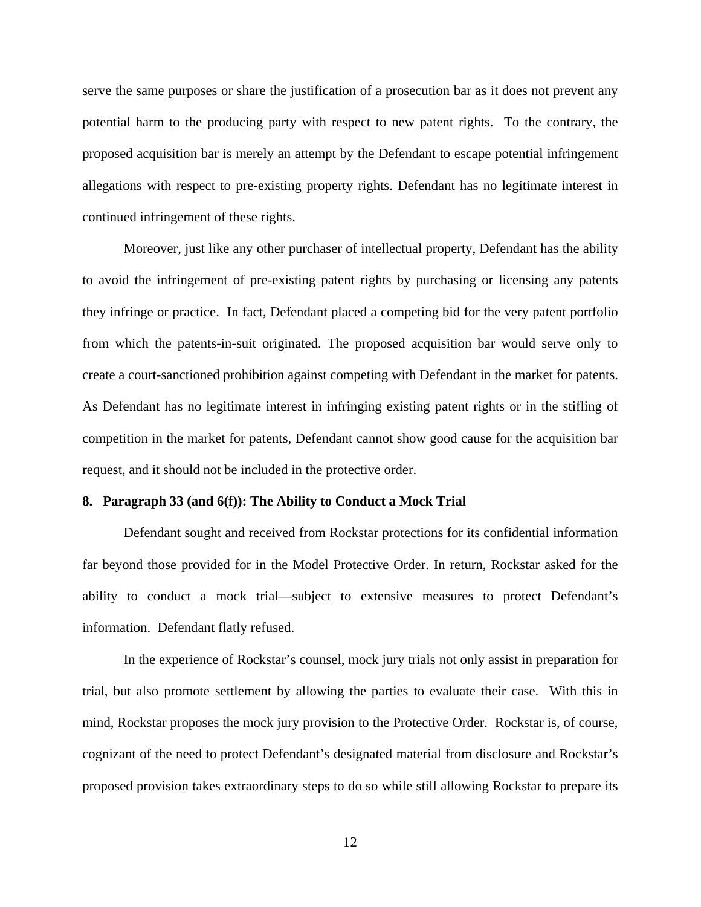serve the same purposes or share the justification of a prosecution bar as it does not prevent any potential harm to the producing party with respect to new patent rights. To the contrary, the proposed acquisition bar is merely an attempt by the Defendant to escape potential infringement allegations with respect to pre-existing property rights. Defendant has no legitimate interest in continued infringement of these rights.

Moreover, just like any other purchaser of intellectual property, Defendant has the ability to avoid the infringement of pre-existing patent rights by purchasing or licensing any patents they infringe or practice. In fact, Defendant placed a competing bid for the very patent portfolio from which the patents-in-suit originated. The proposed acquisition bar would serve only to create a court-sanctioned prohibition against competing with Defendant in the market for patents. As Defendant has no legitimate interest in infringing existing patent rights or in the stifling of competition in the market for patents, Defendant cannot show good cause for the acquisition bar request, and it should not be included in the protective order.

**8. Paragraph 33 (and 6(f)): The Ability to Conduct a Mock Trial**

Defendant sought and received from Rockstar protections for its confidential information far beyond those provided for in the Model Protective Order. In return, Rockstar asked for the ability to conduct a mock trial—subject to extensive measures to protect Defendant's information. Defendant flatly refused.

In the experience of Rockstar's counsel, mock jury trials not only assist in preparation for trial, but also promote settlement by allowing the parties to evaluate their case. With this in mind, Rockstar proposes the mock jury provision to the Protective Order. Rockstar is, of course, cognizant of the need to protect Defendant's designated material from disclosure and Rockstar's proposed provision takes extraordinary steps to do so while still allowing Rockstar to prepare its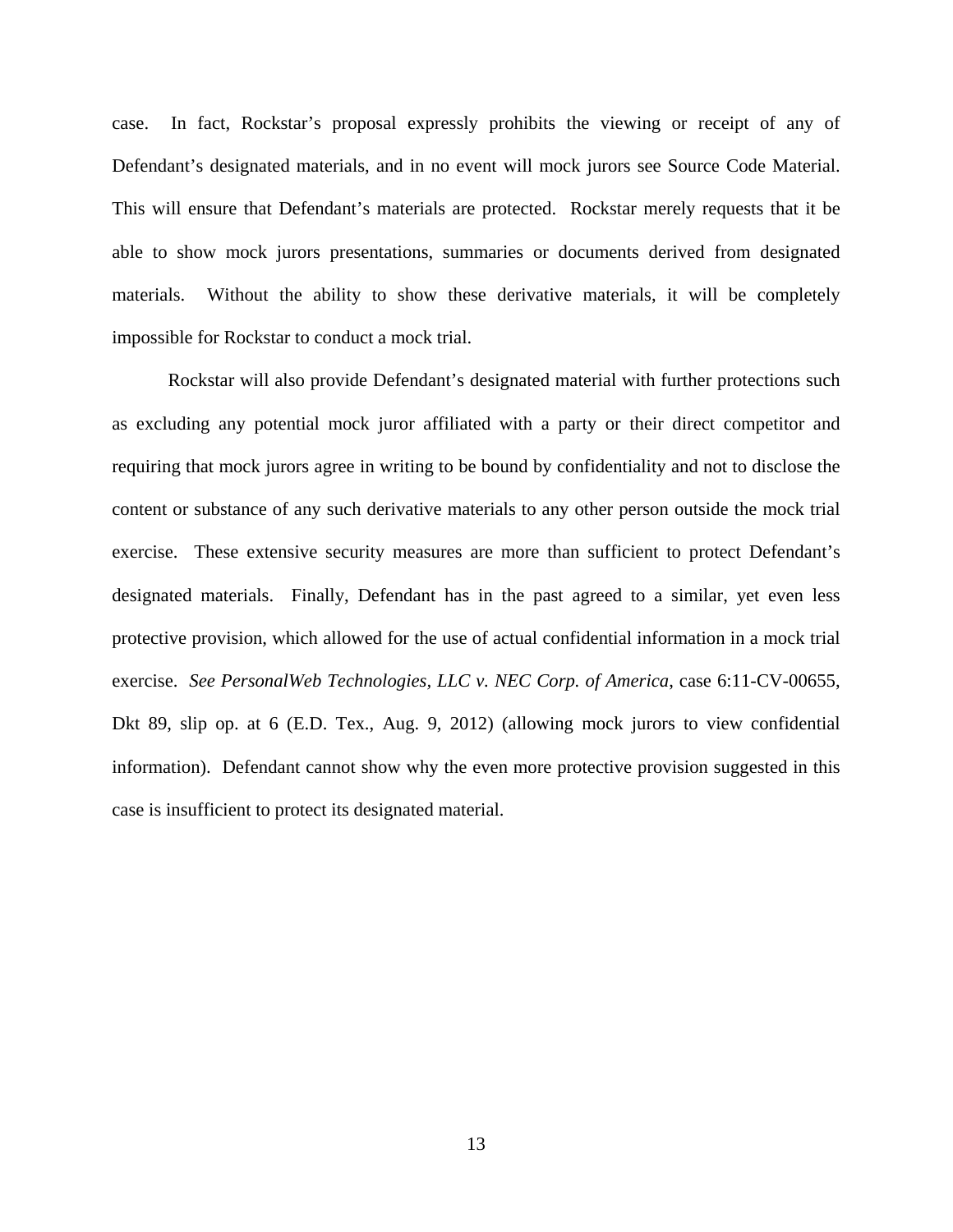case. In fact, Rockstar's proposal expressly prohibits the viewing or receipt of any of Defendant's designated materials, and in no event will mock jurors see Source Code Material. This will ensure that Defendant's materials are protected. Rockstar merely requests that it be able to show mock jurors presentations, summaries or documents derived from designated materials. Without the ability to show these derivative materials, it will be completely impossible for Rockstar to conduct a mock trial.

Rockstar will also provide Defendant's designated material with further protections such as excluding any potential mock juror affiliated with a party or their direct competitor and requiring that mock jurors agree in writing to be bound by confidentiality and not to disclose the content or substance of any such derivative materials to any other person outside the mock trial exercise. These extensive security measures are more than sufficient to protect Defendant's designated materials. Finally, Defendant has in the past agreed to a similar, yet even less protective provision, which allowed for the use of actual confidential information in a mock trial exercise. *See PersonalWeb Technologies, LLC v. NEC Corp. of America*, case 6:11-CV-00655, Dkt 89, slip op. at 6 (E.D. Tex., Aug. 9, 2012) (allowing mock jurors to view confidential information). Defendant cannot show why the even more protective provision suggested in this case is insufficient to protect its designated material.